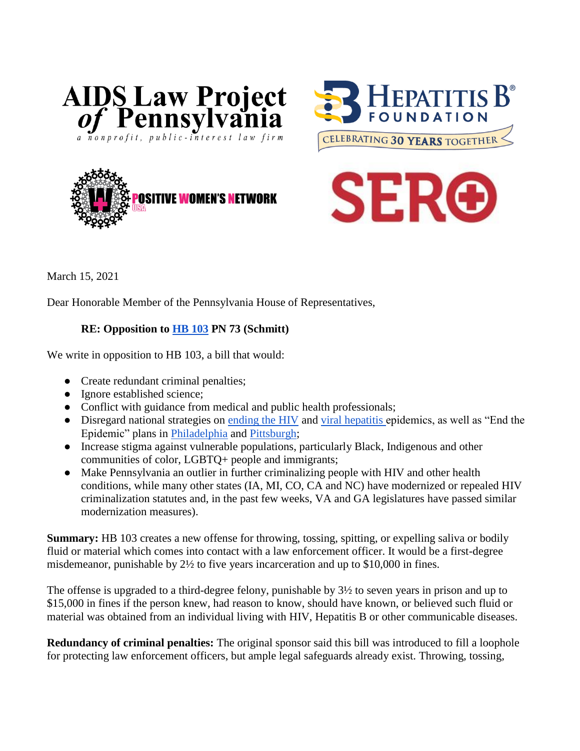AIDS Law Project of Pennsylvania
*a nonprofit, public-interest law firm*

Hepatitis B Foundation
CELEBRATING 30 YEARS TOGETHER

POSITIVE WOMEN'S NETWORK USA

SERO

March 15, 2021

Dear Honorable Member of the Pennsylvania House of Representatives,

**RE: Opposition to HB 103 PN 73 (Schmitt)**

We write in opposition to HB 103, a bill that would:

- Create redundant criminal penalties;
- Ignore established science;
- Conflict with guidance from medical and public health professionals;
- Disregard national strategies on ending the HIV and viral hepatitis epidemics, as well as "End the Epidemic" plans in Philadelphia and Pittsburgh;
- Increase stigma against vulnerable populations, particularly Black, Indigenous and other communities of color, LGBTQ+ people and immigrants;
- Make Pennsylvania an outlier in further criminalizing people with HIV and other health conditions, while many other states (IA, MI, CO, CA and NC) have modernized or repealed HIV criminalization statutes and, in the past few weeks, VA and GA legislatures have passed similar modernization measures).

**Summary:** HB 103 creates a new offense for throwing, tossing, spitting, or expelling saliva or bodily fluid or material which comes into contact with a law enforcement officer. It would be a first-degree misdemeanor, punishable by 2½ to five years incarceration and up to $10,000 in fines.

The offense is upgraded to a third-degree felony, punishable by 3½ to seven years in prison and up to $15,000 in fines if the person knew, had reason to know, should have known, or believed such fluid or material was obtained from an individual living with HIV, Hepatitis B or other communicable diseases.

**Redundancy of criminal penalties:** The original sponsor said this bill was introduced to fill a loophole for protecting law enforcement officers, but ample legal safeguards already exist. Throwing, tossing,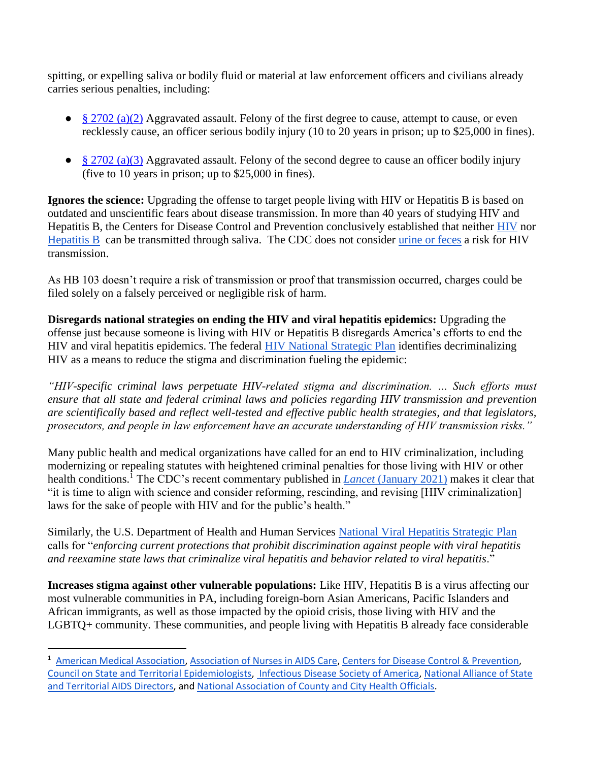spitting, or expelling saliva or bodily fluid or material at law enforcement officers and civilians already carries serious penalties, including:

- § 2702 (a)(2) Aggravated assault. Felony of the first degree to cause, attempt to cause, or even recklessly cause, an officer serious bodily injury (10 to 20 years in prison; up to $25,000 in fines).
- § 2702 (a)(3) Aggravated assault. Felony of the second degree to cause an officer bodily injury (five to 10 years in prison; up to $25,000 in fines).

**Ignores the science:** Upgrading the offense to target people living with HIV or Hepatitis B is based on outdated and unscientific fears about disease transmission. In more than 40 years of studying HIV and Hepatitis B, the Centers for Disease Control and Prevention conclusively established that neither HIV nor Hepatitis B can be transmitted through saliva. The CDC does not consider urine or feces a risk for HIV transmission.

As HB 103 doesn't require a risk of transmission or proof that transmission occurred, charges could be filed solely on a falsely perceived or negligible risk of harm.

**Disregards national strategies on ending the HIV and viral hepatitis epidemics:** Upgrading the offense just because someone is living with HIV or Hepatitis B disregards America's efforts to end the HIV and viral hepatitis epidemics. The federal HIV National Strategic Plan identifies decriminalizing HIV as a means to reduce the stigma and discrimination fueling the epidemic:

*"HIV-specific criminal laws perpetuate HIV-related stigma and discrimination. ... Such efforts must ensure that all state and federal criminal laws and policies regarding HIV transmission and prevention are scientifically based and reflect well-tested and effective public health strategies, and that legislators, prosecutors, and people in law enforcement have an accurate understanding of HIV transmission risks."*

Many public health and medical organizations have called for an end to HIV criminalization, including modernizing or repealing statutes with heightened criminal penalties for those living with HIV or other health conditions.[1] The CDC's recent commentary published in *Lancet* (January 2021) makes it clear that "it is time to align with science and consider reforming, rescinding, and revising [HIV criminalization] laws for the sake of people with HIV and for the public's health."

Similarly, the U.S. Department of Health and Human Services National Viral Hepatitis Strategic Plan calls for "*enforcing current protections that prohibit discrimination against people with viral hepatitis and reexamine state laws that criminalize viral hepatitis and behavior related to viral hepatitis*."

**Increases stigma against other vulnerable populations:** Like HIV, Hepatitis B is a virus affecting our most vulnerable communities in PA, including foreign-born Asian Americans, Pacific Islanders and African immigrants, as well as those impacted by the opioid crisis, those living with HIV and the LGBTQ+ community. These communities, and people living with Hepatitis B already face considerable

---

[1] American Medical Association, Association of Nurses in AIDS Care, Centers for Disease Control & Prevention, Council on State and Territorial Epidemiologists, Infectious Disease Society of America, National Alliance of State and Territorial AIDS Directors, and National Association of County and City Health Officials.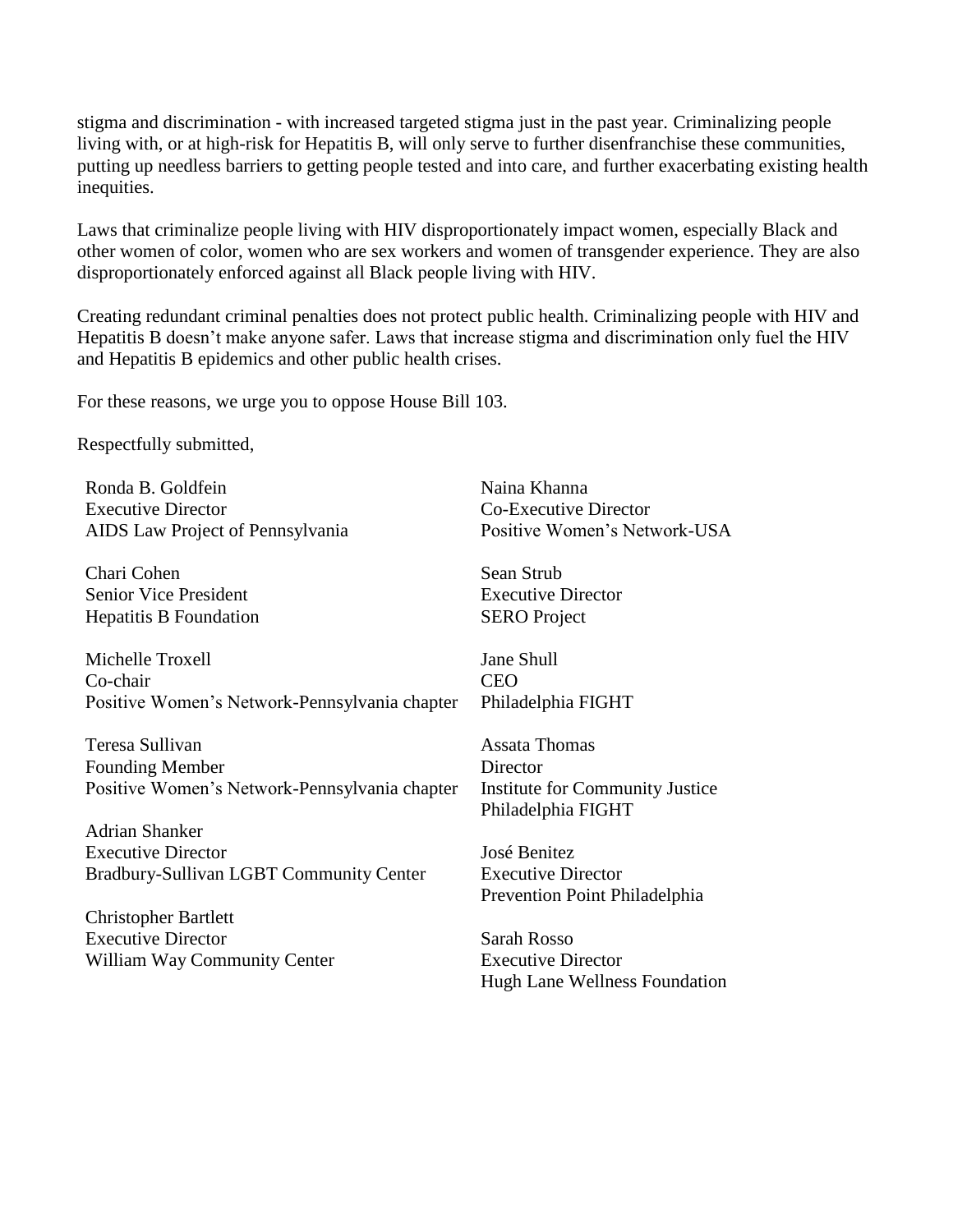stigma and discrimination - with increased targeted stigma just in the past year. Criminalizing people living with, or at high-risk for Hepatitis B, will only serve to further disenfranchise these communities, putting up needless barriers to getting people tested and into care, and further exacerbating existing health inequities.

Laws that criminalize people living with HIV disproportionately impact women, especially Black and other women of color, women who are sex workers and women of transgender experience. They are also disproportionately enforced against all Black people living with HIV.

Creating redundant criminal penalties does not protect public health. Criminalizing people with HIV and Hepatitis B doesn't make anyone safer. Laws that increase stigma and discrimination only fuel the HIV and Hepatitis B epidemics and other public health crises.

For these reasons, we urge you to oppose House Bill 103.

Respectfully submitted,

Ronda B. Goldfein
Executive Director
AIDS Law Project of Pennsylvania

Chari Cohen
Senior Vice President
Hepatitis B Foundation

Michelle Troxell
Co-chair
Positive Women's Network-Pennsylvania chapter

Teresa Sullivan
Founding Member
Positive Women's Network-Pennsylvania chapter

Adrian Shanker
Executive Director
Bradbury-Sullivan LGBT Community Center

Christopher Bartlett
Executive Director
William Way Community Center

Naina Khanna
Co-Executive Director
Positive Women's Network-USA

Sean Strub
Executive Director
SERO Project

Jane Shull
CEO
Philadelphia FIGHT

Assata Thomas
Director
Institute for Community Justice
Philadelphia FIGHT

José Benitez
Executive Director
Prevention Point Philadelphia

Sarah Rosso
Executive Director
Hugh Lane Wellness Foundation